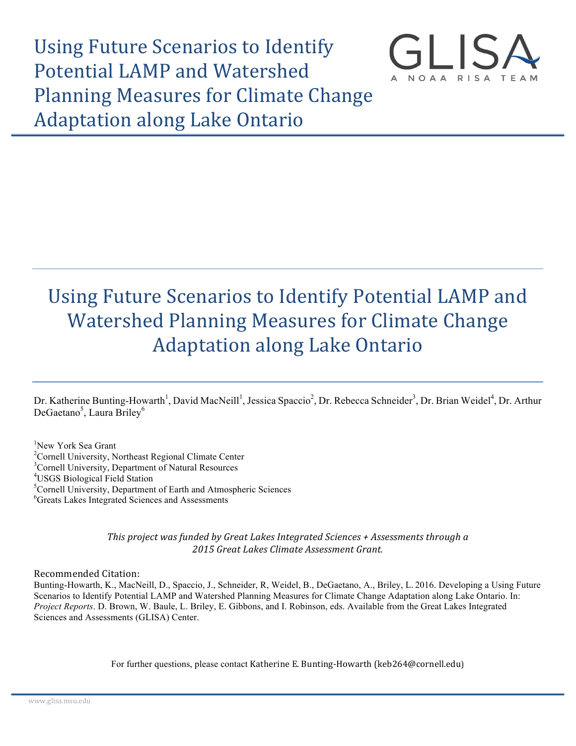# Using Future Scenarios to Identify Potential LAMP and Watershed Planning Measures for Climate Change Adaptation along Lake Ontario

GLISA
A NOAA RISA TEAM

## Using Future Scenarios to Identify Potential LAMP and Watershed Planning Measures for Climate Change Adaptation along Lake Ontario

Dr. Katherine Bunting-Howarth[1], David MacNeill[1], Jessica Spaccio[2], Dr. Rebecca Schneider[3], Dr. Brian Weidel[4], Dr. Arthur DeGaetano[5], Laura Briley[6]

[1]New York Sea Grant
[2]Cornell University, Northeast Regional Climate Center
[3]Cornell University, Department of Natural Resources
[4]USGS Biological Field Station
[5]Cornell University, Department of Earth and Atmospheric Sciences
[6]Greats Lakes Integrated Sciences and Assessments

*This project was funded by Great Lakes Integrated Sciences + Assessments through a 2015 Great Lakes Climate Assessment Grant.*

Recommended Citation:
Bunting-Howarth, K., MacNeill, D., Spaccio, J., Schneider, R, Weidel, B., DeGaetano, A., Briley, L. 2016. Developing a Using Future Scenarios to Identify Potential LAMP and Watershed Planning Measures for Climate Change Adaptation along Lake Ontario. In: *Project Reports*. D. Brown, W. Baule, L. Briley, E. Gibbons, and I. Robinson, eds. Available from the Great Lakes Integrated Sciences and Assessments (GLISA) Center.

For further questions, please contact Katherine E. Bunting-Howarth (keb264@cornell.edu)

www.glisa.msu.edu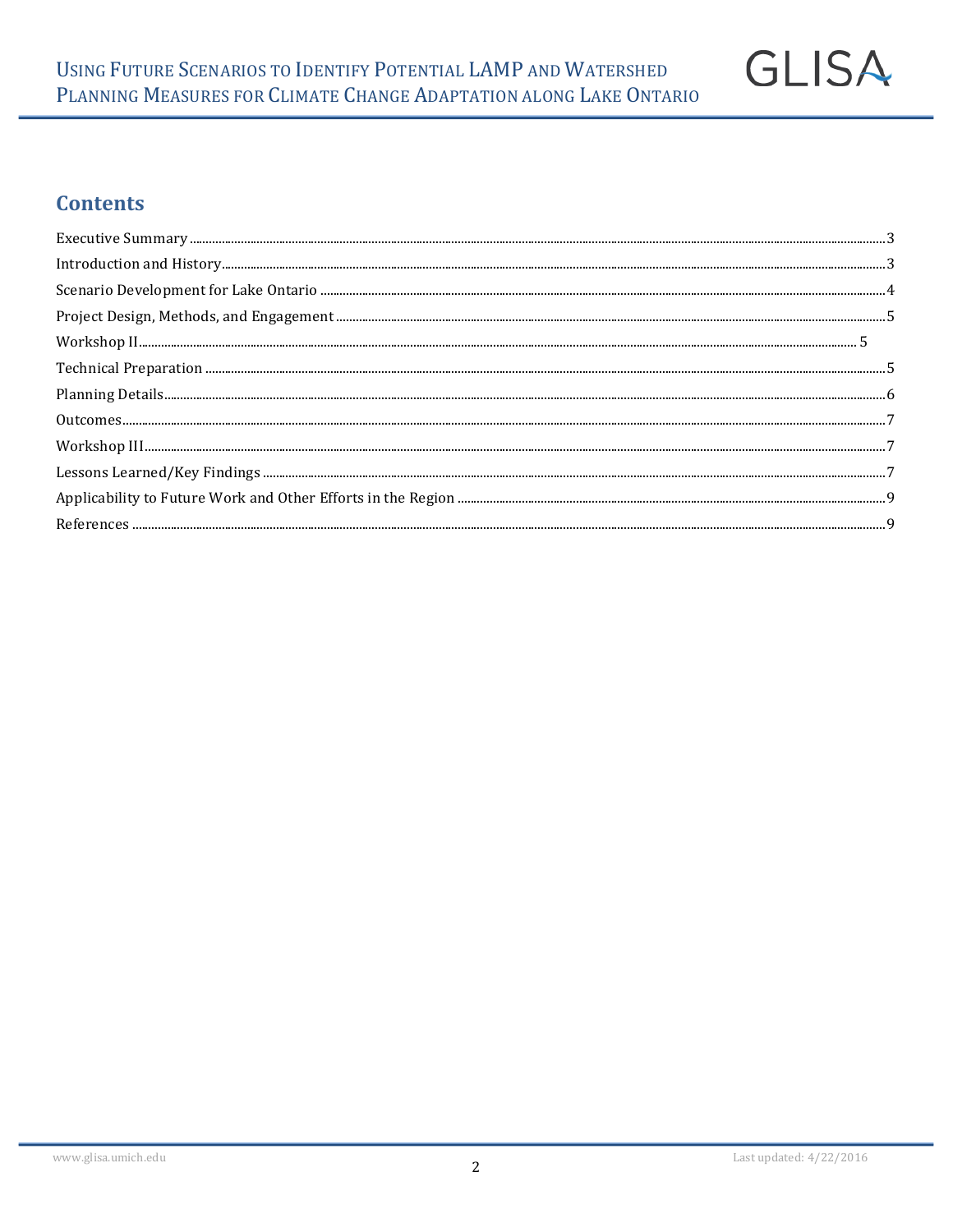## Contents

Executive Summary .......... 3
Introduction and History .......... 3
Scenario Development for Lake Ontario .......... 4
Project Design, Methods, and Engagement .......... 5
Workshop II .......... 5
Technical Preparation .......... 5
Planning Details .......... 6
Outcomes .......... 7
Workshop III .......... 7
Lessons Learned/Key Findings .......... 7
Applicability to Future Work and Other Efforts in the Region .......... 9
References .......... 9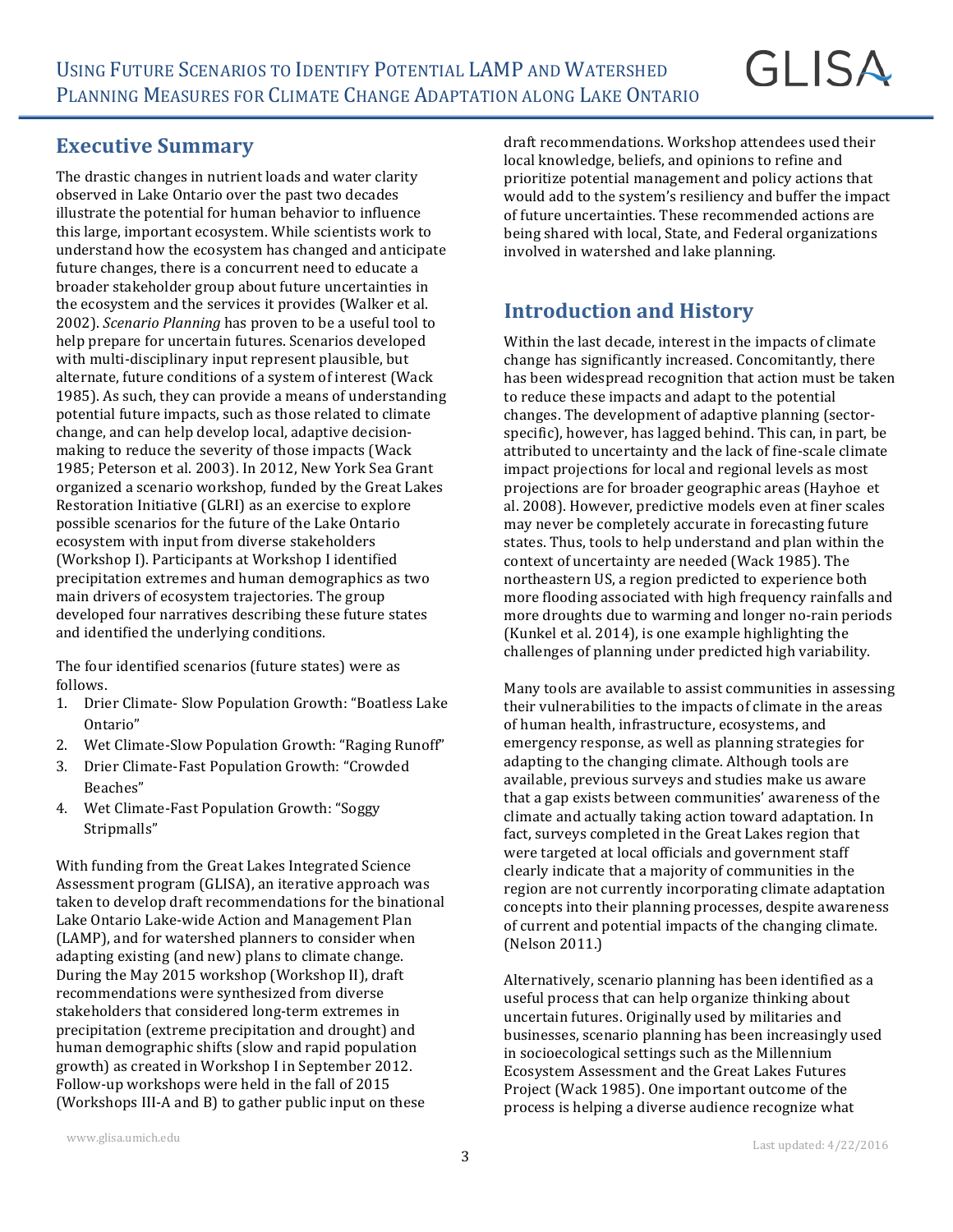## Executive Summary

The drastic changes in nutrient loads and water clarity observed in Lake Ontario over the past two decades illustrate the potential for human behavior to influence this large, important ecosystem. While scientists work to understand how the ecosystem has changed and anticipate future changes, there is a concurrent need to educate a broader stakeholder group about future uncertainties in the ecosystem and the services it provides (Walker et al. 2002). *Scenario Planning* has proven to be a useful tool to help prepare for uncertain futures. Scenarios developed with multi-disciplinary input represent plausible, but alternate, future conditions of a system of interest (Wack 1985). As such, they can provide a means of understanding potential future impacts, such as those related to climate change, and can help develop local, adaptive decision-making to reduce the severity of those impacts (Wack 1985; Peterson et al. 2003). In 2012, New York Sea Grant organized a scenario workshop, funded by the Great Lakes Restoration Initiative (GLRI) as an exercise to explore possible scenarios for the future of the Lake Ontario ecosystem with input from diverse stakeholders (Workshop I). Participants at Workshop I identified precipitation extremes and human demographics as two main drivers of ecosystem trajectories. The group developed four narratives describing these future states and identified the underlying conditions.

The four identified scenarios (future states) were as follows.

1. Drier Climate- Slow Population Growth: "Boatless Lake Ontario"
2. Wet Climate-Slow Population Growth: "Raging Runoff"
3. Drier Climate-Fast Population Growth: "Crowded Beaches"
4. Wet Climate-Fast Population Growth: "Soggy Stripmalls"

With funding from the Great Lakes Integrated Science Assessment program (GLISA), an iterative approach was taken to develop draft recommendations for the binational Lake Ontario Lake-wide Action and Management Plan (LAMP), and for watershed planners to consider when adapting existing (and new) plans to climate change. During the May 2015 workshop (Workshop II), draft recommendations were synthesized from diverse stakeholders that considered long-term extremes in precipitation (extreme precipitation and drought) and human demographic shifts (slow and rapid population growth) as created in Workshop I in September 2012. Follow-up workshops were held in the fall of 2015 (Workshops III-A and B) to gather public input on these draft recommendations. Workshop attendees used their local knowledge, beliefs, and opinions to refine and prioritize potential management and policy actions that would add to the system's resiliency and buffer the impact of future uncertainties. These recommended actions are being shared with local, State, and Federal organizations involved in watershed and lake planning.

## Introduction and History

Within the last decade, interest in the impacts of climate change has significantly increased. Concomitantly, there has been widespread recognition that action must be taken to reduce these impacts and adapt to the potential changes. The development of adaptive planning (sector-specific), however, has lagged behind. This can, in part, be attributed to uncertainty and the lack of fine-scale climate impact projections for local and regional levels as most projections are for broader geographic areas (Hayhoe et al. 2008). However, predictive models even at finer scales may never be completely accurate in forecasting future states. Thus, tools to help understand and plan within the context of uncertainty are needed (Wack 1985). The northeastern US, a region predicted to experience both more flooding associated with high frequency rainfalls and more droughts due to warming and longer no-rain periods (Kunkel et al. 2014), is one example highlighting the challenges of planning under predicted high variability.

Many tools are available to assist communities in assessing their vulnerabilities to the impacts of climate in the areas of human health, infrastructure, ecosystems, and emergency response, as well as planning strategies for adapting to the changing climate. Although tools are available, previous surveys and studies make us aware that a gap exists between communities' awareness of the climate and actually taking action toward adaptation. In fact, surveys completed in the Great Lakes region that were targeted at local officials and government staff clearly indicate that a majority of communities in the region are not currently incorporating climate adaptation concepts into their planning processes, despite awareness of current and potential impacts of the changing climate. (Nelson 2011.)

Alternatively, scenario planning has been identified as a useful process that can help organize thinking about uncertain futures. Originally used by militaries and businesses, scenario planning has been increasingly used in socioecological settings such as the Millennium Ecosystem Assessment and the Great Lakes Futures Project (Wack 1985). One important outcome of the process is helping a diverse audience recognize what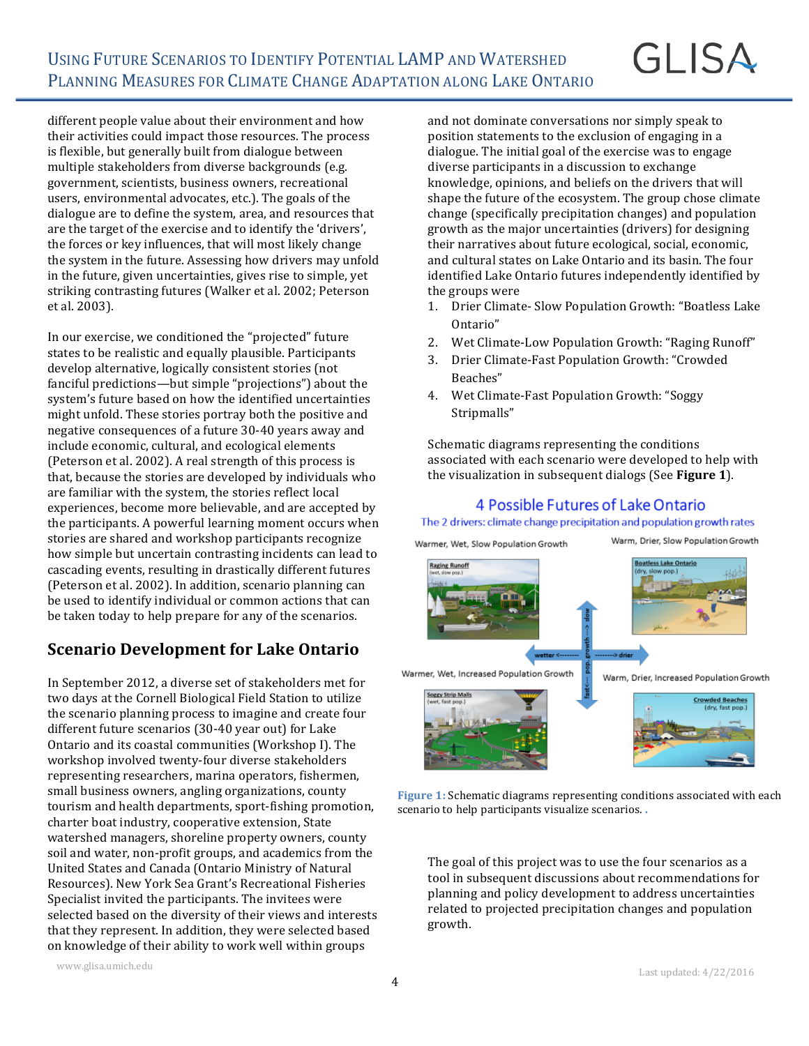different people value about their environment and how their activities could impact those resources. The process is flexible, but generally built from dialogue between multiple stakeholders from diverse backgrounds (e.g. government, scientists, business owners, recreational users, environmental advocates, etc.). The goals of the dialogue are to define the system, area, and resources that are the target of the exercise and to identify the 'drivers', the forces or key influences, that will most likely change the system in the future. Assessing how drivers may unfold in the future, given uncertainties, gives rise to simple, yet striking contrasting futures (Walker et al. 2002; Peterson et al. 2003).

In our exercise, we conditioned the "projected" future states to be realistic and equally plausible. Participants develop alternative, logically consistent stories (not fanciful predictions—but simple "projections") about the system's future based on how the identified uncertainties might unfold. These stories portray both the positive and negative consequences of a future 30-40 years away and include economic, cultural, and ecological elements (Peterson et al. 2002). A real strength of this process is that, because the stories are developed by individuals who are familiar with the system, the stories reflect local experiences, become more believable, and are accepted by the participants. A powerful learning moment occurs when stories are shared and workshop participants recognize how simple but uncertain contrasting incidents can lead to cascading events, resulting in drastically different futures (Peterson et al. 2002). In addition, scenario planning can be used to identify individual or common actions that can be taken today to help prepare for any of the scenarios.

## Scenario Development for Lake Ontario

In September 2012, a diverse set of stakeholders met for two days at the Cornell Biological Field Station to utilize the scenario planning process to imagine and create four different future scenarios (30-40 year out) for Lake Ontario and its coastal communities (Workshop I). The workshop involved twenty-four diverse stakeholders representing researchers, marina operators, fishermen, small business owners, angling organizations, county tourism and health departments, sport-fishing promotion, charter boat industry, cooperative extension, State watershed managers, shoreline property owners, county soil and water, non-profit groups, and academics from the United States and Canada (Ontario Ministry of Natural Resources). New York Sea Grant's Recreational Fisheries Specialist invited the participants. The invitees were selected based on the diversity of their views and interests that they represent. In addition, they were selected based on knowledge of their ability to work well within groups and not dominate conversations nor simply speak to position statements to the exclusion of engaging in a dialogue. The initial goal of the exercise was to engage diverse participants in a discussion to exchange knowledge, opinions, and beliefs on the drivers that will shape the future of the ecosystem. The group chose climate change (specifically precipitation changes) and population growth as the major uncertainties (drivers) for designing their narratives about future ecological, social, economic, and cultural states on Lake Ontario and its basin. The four identified Lake Ontario futures independently identified by the groups were

1. Drier Climate- Slow Population Growth: "Boatless Lake Ontario"
2. Wet Climate-Low Population Growth: "Raging Runoff"
3. Drier Climate-Fast Population Growth: "Crowded Beaches"
4. Wet Climate-Fast Population Growth: "Soggy Stripmalls"

Schematic diagrams representing the conditions associated with each scenario were developed to help with the visualization in subsequent dialogs (See **Figure 1**).

4 Possible Futures of Lake Ontario

The 2 drivers: climate change precipitation and population growth rates

Warmer, Wet, Slow Population Growth — Raging Runoff (wet, slow pop.)

Warm, Drier, Slow Population Growth — Boatless Lake Ontario (dry, slow pop.)

Warmer, Wet, Increased Population Growth — Soggy Strip Malls (wet, fast pop.)

Warm, Drier, Increased Population Growth — Crowded Beaches (dry, fast pop.)

wetter <-------- --------> drier

fast <--- pop. growth ---> slow

**Figure 1:** Schematic diagrams representing conditions associated with each scenario to help participants visualize scenarios.

The goal of this project was to use the four scenarios as a tool in subsequent discussions about recommendations for planning and policy development to address uncertainties related to projected precipitation changes and population growth.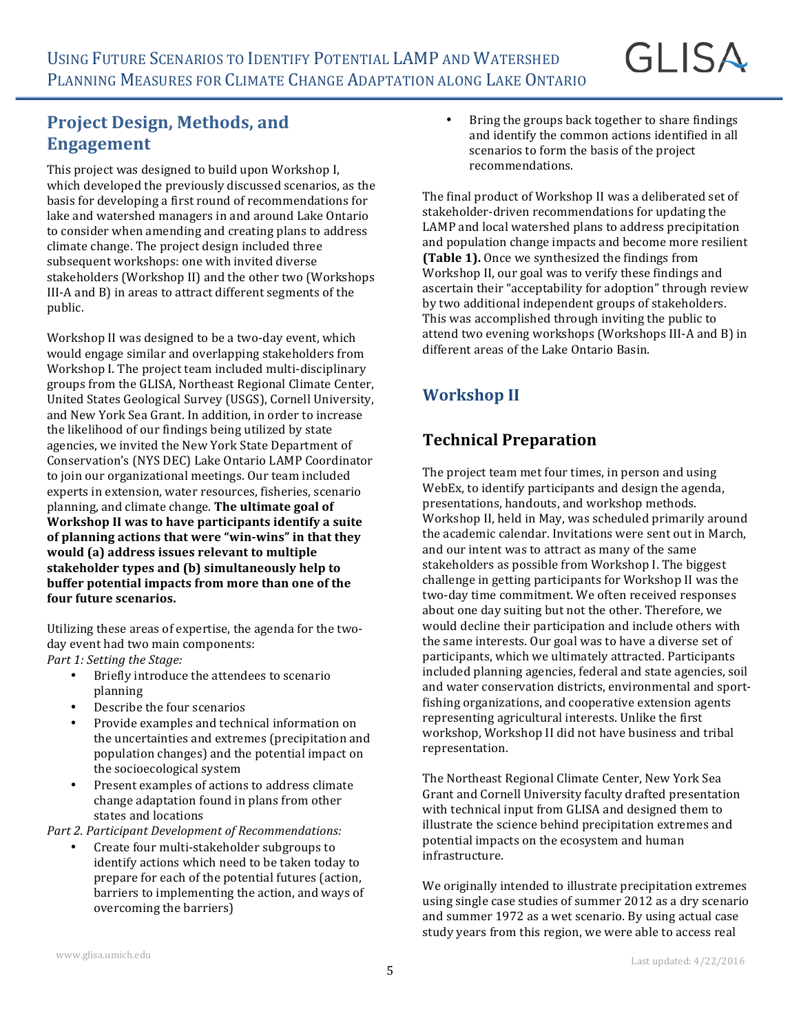## Project Design, Methods, and Engagement

This project was designed to build upon Workshop I, which developed the previously discussed scenarios, as the basis for developing a first round of recommendations for lake and watershed managers in and around Lake Ontario to consider when amending and creating plans to address climate change. The project design included three subsequent workshops: one with invited diverse stakeholders (Workshop II) and the other two (Workshops III-A and B) in areas to attract different segments of the public.

Workshop II was designed to be a two-day event, which would engage similar and overlapping stakeholders from Workshop I. The project team included multi-disciplinary groups from the GLISA, Northeast Regional Climate Center, United States Geological Survey (USGS), Cornell University, and New York Sea Grant. In addition, in order to increase the likelihood of our findings being utilized by state agencies, we invited the New York State Department of Conservation's (NYS DEC) Lake Ontario LAMP Coordinator to join our organizational meetings. Our team included experts in extension, water resources, fisheries, scenario planning, and climate change. **The ultimate goal of Workshop II was to have participants identify a suite of planning actions that were "win-wins" in that they would (a) address issues relevant to multiple stakeholder types and (b) simultaneously help to buffer potential impacts from more than one of the four future scenarios.**

Utilizing these areas of expertise, the agenda for the two-day event had two main components:

*Part 1: Setting the Stage:*

- Briefly introduce the attendees to scenario planning
- Describe the four scenarios
- Provide examples and technical information on the uncertainties and extremes (precipitation and population changes) and the potential impact on the socioecological system
- Present examples of actions to address climate change adaptation found in plans from other states and locations

*Part 2. Participant Development of Recommendations:*

- Create four multi-stakeholder subgroups to identify actions which need to be taken today to prepare for each of the potential futures (action, barriers to implementing the action, and ways of overcoming the barriers)
- Bring the groups back together to share findings and identify the common actions identified in all scenarios to form the basis of the project recommendations.

The final product of Workshop II was a deliberated set of stakeholder-driven recommendations for updating the LAMP and local watershed plans to address precipitation and population change impacts and become more resilient **(Table 1).** Once we synthesized the findings from Workshop II, our goal was to verify these findings and ascertain their "acceptability for adoption" through review by two additional independent groups of stakeholders. This was accomplished through inviting the public to attend two evening workshops (Workshops III-A and B) in different areas of the Lake Ontario Basin.

## Workshop II

### Technical Preparation

The project team met four times, in person and using WebEx, to identify participants and design the agenda, presentations, handouts, and workshop methods. Workshop II, held in May, was scheduled primarily around the academic calendar. Invitations were sent out in March, and our intent was to attract as many of the same stakeholders as possible from Workshop I. The biggest challenge in getting participants for Workshop II was the two-day time commitment. We often received responses about one day suiting but not the other. Therefore, we would decline their participation and include others with the same interests. Our goal was to have a diverse set of participants, which we ultimately attracted. Participants included planning agencies, federal and state agencies, soil and water conservation districts, environmental and sport-fishing organizations, and cooperative extension agents representing agricultural interests. Unlike the first workshop, Workshop II did not have business and tribal representation.

The Northeast Regional Climate Center, New York Sea Grant and Cornell University faculty drafted presentation with technical input from GLISA and designed them to illustrate the science behind precipitation extremes and potential impacts on the ecosystem and human infrastructure.

We originally intended to illustrate precipitation extremes using single case studies of summer 2012 as a dry scenario and summer 1972 as a wet scenario. By using actual case study years from this region, we were able to access real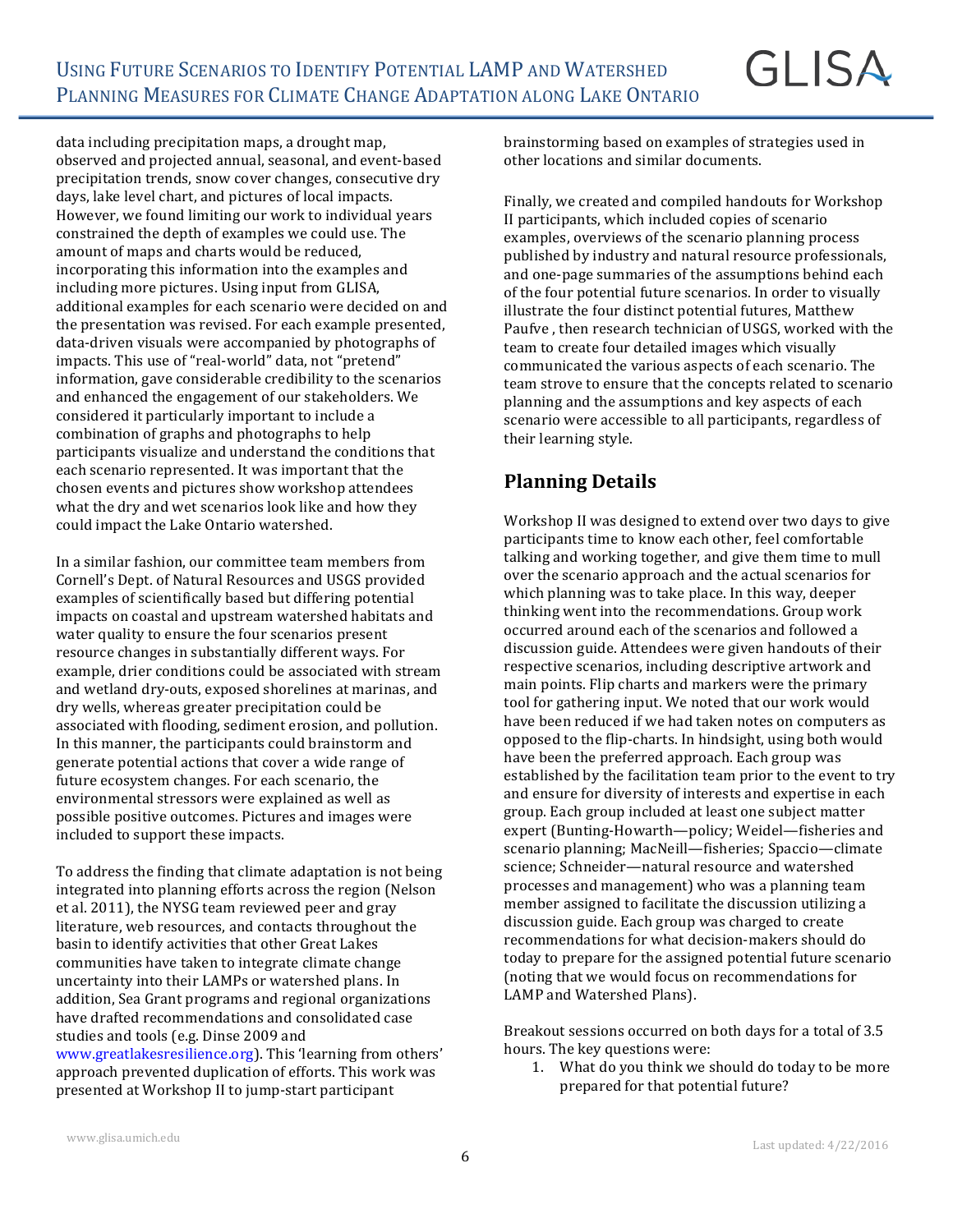data including precipitation maps, a drought map, observed and projected annual, seasonal, and event-based precipitation trends, snow cover changes, consecutive dry days, lake level chart, and pictures of local impacts. However, we found limiting our work to individual years constrained the depth of examples we could use. The amount of maps and charts would be reduced, incorporating this information into the examples and including more pictures. Using input from GLISA, additional examples for each scenario were decided on and the presentation was revised. For each example presented, data-driven visuals were accompanied by photographs of impacts. This use of "real-world" data, not "pretend" information, gave considerable credibility to the scenarios and enhanced the engagement of our stakeholders. We considered it particularly important to include a combination of graphs and photographs to help participants visualize and understand the conditions that each scenario represented. It was important that the chosen events and pictures show workshop attendees what the dry and wet scenarios look like and how they could impact the Lake Ontario watershed.

In a similar fashion, our committee team members from Cornell's Dept. of Natural Resources and USGS provided examples of scientifically based but differing potential impacts on coastal and upstream watershed habitats and water quality to ensure the four scenarios present resource changes in substantially different ways. For example, drier conditions could be associated with stream and wetland dry-outs, exposed shorelines at marinas, and dry wells, whereas greater precipitation could be associated with flooding, sediment erosion, and pollution. In this manner, the participants could brainstorm and generate potential actions that cover a wide range of future ecosystem changes. For each scenario, the environmental stressors were explained as well as possible positive outcomes. Pictures and images were included to support these impacts.

To address the finding that climate adaptation is not being integrated into planning efforts across the region (Nelson et al. 2011), the NYSG team reviewed peer and gray literature, web resources, and contacts throughout the basin to identify activities that other Great Lakes communities have taken to integrate climate change uncertainty into their LAMPs or watershed plans. In addition, Sea Grant programs and regional organizations have drafted recommendations and consolidated case studies and tools (e.g. Dinse 2009 and www.greatlakesresilience.org). This 'learning from others' approach prevented duplication of efforts. This work was presented at Workshop II to jump-start participant brainstorming based on examples of strategies used in other locations and similar documents.

Finally, we created and compiled handouts for Workshop II participants, which included copies of scenario examples, overviews of the scenario planning process published by industry and natural resource professionals, and one-page summaries of the assumptions behind each of the four potential future scenarios. In order to visually illustrate the four distinct potential futures, Matthew Paufve , then research technician of USGS, worked with the team to create four detailed images which visually communicated the various aspects of each scenario. The team strove to ensure that the concepts related to scenario planning and the assumptions and key aspects of each scenario were accessible to all participants, regardless of their learning style.

## Planning Details

Workshop II was designed to extend over two days to give participants time to know each other, feel comfortable talking and working together, and give them time to mull over the scenario approach and the actual scenarios for which planning was to take place. In this way, deeper thinking went into the recommendations. Group work occurred around each of the scenarios and followed a discussion guide. Attendees were given handouts of their respective scenarios, including descriptive artwork and main points. Flip charts and markers were the primary tool for gathering input. We noted that our work would have been reduced if we had taken notes on computers as opposed to the flip-charts. In hindsight, using both would have been the preferred approach. Each group was established by the facilitation team prior to the event to try and ensure for diversity of interests and expertise in each group. Each group included at least one subject matter expert (Bunting-Howarth—policy; Weidel—fisheries and scenario planning; MacNeill—fisheries; Spaccio—climate science; Schneider—natural resource and watershed processes and management) who was a planning team member assigned to facilitate the discussion utilizing a discussion guide. Each group was charged to create recommendations for what decision-makers should do today to prepare for the assigned potential future scenario (noting that we would focus on recommendations for LAMP and Watershed Plans).

Breakout sessions occurred on both days for a total of 3.5 hours. The key questions were:

1. What do you think we should do today to be more prepared for that potential future?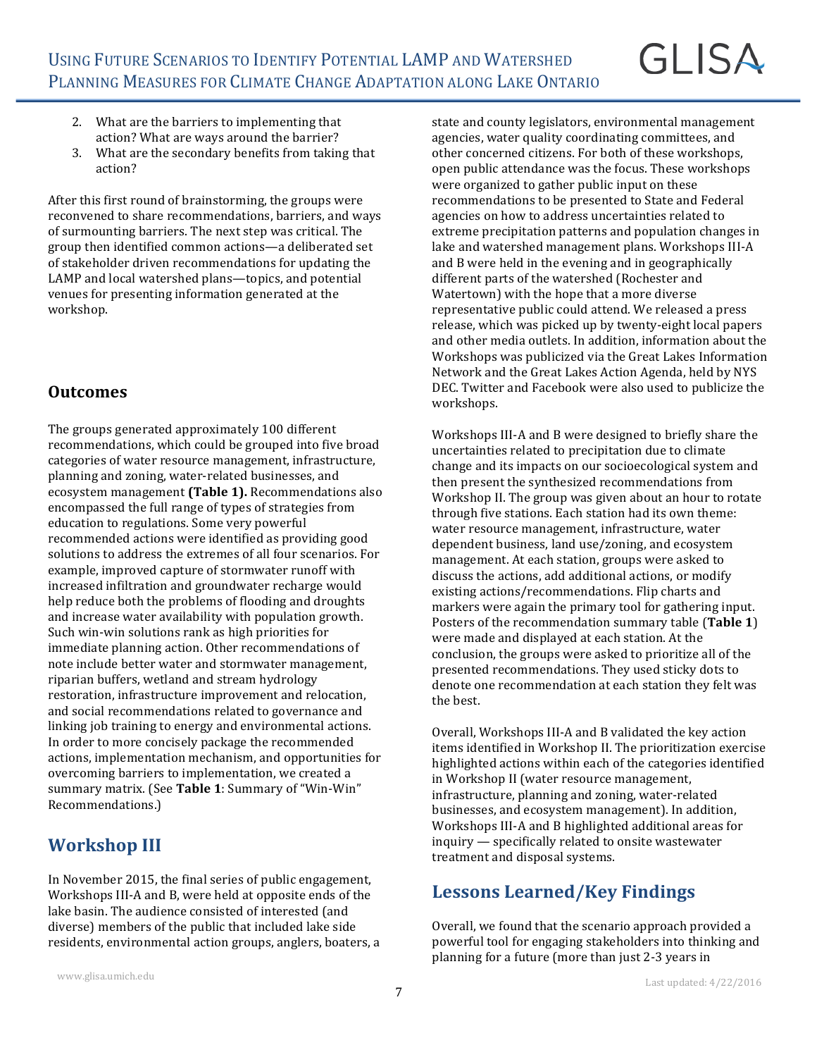2. What are the barriers to implementing that action? What are ways around the barrier?
3. What are the secondary benefits from taking that action?

After this first round of brainstorming, the groups were reconvened to share recommendations, barriers, and ways of surmounting barriers. The next step was critical. The group then identified common actions—a deliberated set of stakeholder driven recommendations for updating the LAMP and local watershed plans—topics, and potential venues for presenting information generated at the workshop.

## Outcomes

The groups generated approximately 100 different recommendations, which could be grouped into five broad categories of water resource management, infrastructure, planning and zoning, water-related businesses, and ecosystem management **(Table 1).** Recommendations also encompassed the full range of types of strategies from education to regulations. Some very powerful recommended actions were identified as providing good solutions to address the extremes of all four scenarios. For example, improved capture of stormwater runoff with increased infiltration and groundwater recharge would help reduce both the problems of flooding and droughts and increase water availability with population growth. Such win-win solutions rank as high priorities for immediate planning action. Other recommendations of note include better water and stormwater management, riparian buffers, wetland and stream hydrology restoration, infrastructure improvement and relocation, and social recommendations related to governance and linking job training to energy and environmental actions. In order to more concisely package the recommended actions, implementation mechanism, and opportunities for overcoming barriers to implementation, we created a summary matrix. (See **Table 1**: Summary of "Win-Win" Recommendations.)

## Workshop III

In November 2015, the final series of public engagement, Workshops III-A and B, were held at opposite ends of the lake basin. The audience consisted of interested (and diverse) members of the public that included lake side residents, environmental action groups, anglers, boaters, a state and county legislators, environmental management agencies, water quality coordinating committees, and other concerned citizens. For both of these workshops, open public attendance was the focus. These workshops were organized to gather public input on these recommendations to be presented to State and Federal agencies on how to address uncertainties related to extreme precipitation patterns and population changes in lake and watershed management plans. Workshops III-A and B were held in the evening and in geographically different parts of the watershed (Rochester and Watertown) with the hope that a more diverse representative public could attend. We released a press release, which was picked up by twenty-eight local papers and other media outlets. In addition, information about the Workshops was publicized via the Great Lakes Information Network and the Great Lakes Action Agenda, held by NYS DEC. Twitter and Facebook were also used to publicize the workshops.

Workshops III-A and B were designed to briefly share the uncertainties related to precipitation due to climate change and its impacts on our socioecological system and then present the synthesized recommendations from Workshop II. The group was given about an hour to rotate through five stations. Each station had its own theme: water resource management, infrastructure, water dependent business, land use/zoning, and ecosystem management. At each station, groups were asked to discuss the actions, add additional actions, or modify existing actions/recommendations. Flip charts and markers were again the primary tool for gathering input. Posters of the recommendation summary table (**Table 1**) were made and displayed at each station. At the conclusion, the groups were asked to prioritize all of the presented recommendations. They used sticky dots to denote one recommendation at each station they felt was the best.

Overall, Workshops III-A and B validated the key action items identified in Workshop II. The prioritization exercise highlighted actions within each of the categories identified in Workshop II (water resource management, infrastructure, planning and zoning, water-related businesses, and ecosystem management). In addition, Workshops III-A and B highlighted additional areas for inquiry — specifically related to onsite wastewater treatment and disposal systems.

## Lessons Learned/Key Findings

Overall, we found that the scenario approach provided a powerful tool for engaging stakeholders into thinking and planning for a future (more than just 2-3 years in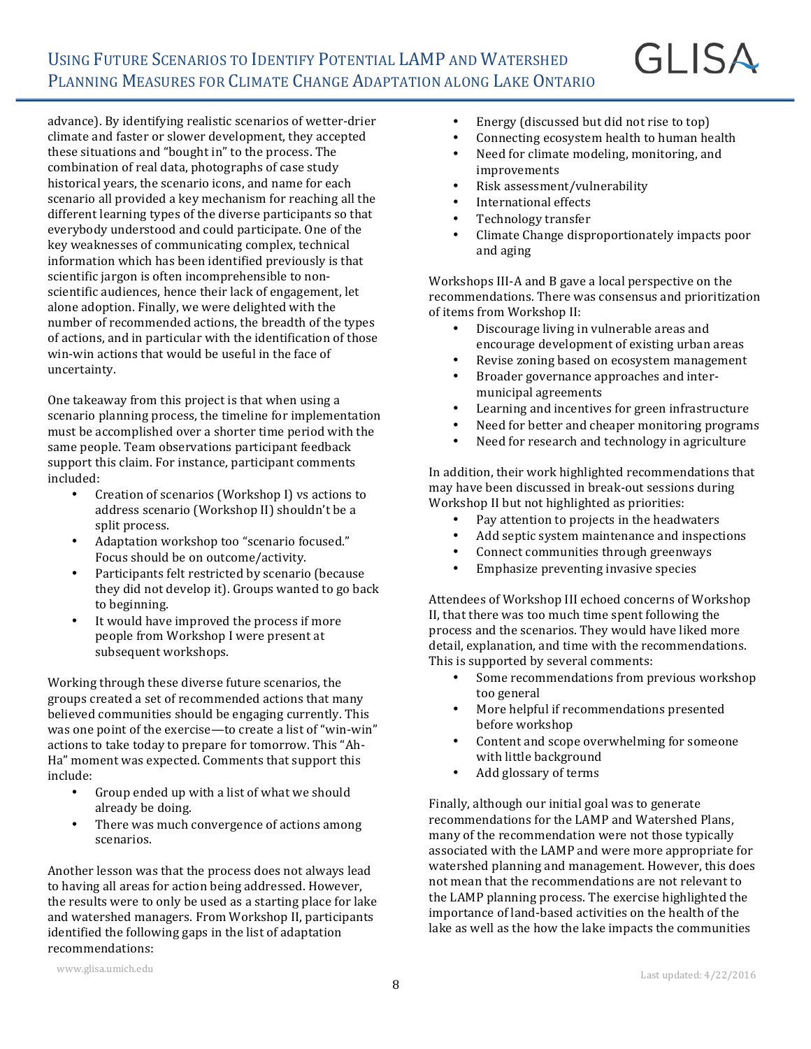advance). By identifying realistic scenarios of wetter-drier climate and faster or slower development, they accepted these situations and "bought in" to the process. The combination of real data, photographs of case study historical years, the scenario icons, and name for each scenario all provided a key mechanism for reaching all the different learning types of the diverse participants so that everybody understood and could participate. One of the key weaknesses of communicating complex, technical information which has been identified previously is that scientific jargon is often incomprehensible to non-scientific audiences, hence their lack of engagement, let alone adoption. Finally, we were delighted with the number of recommended actions, the breadth of the types of actions, and in particular with the identification of those win-win actions that would be useful in the face of uncertainty.

One takeaway from this project is that when using a scenario planning process, the timeline for implementation must be accomplished over a shorter time period with the same people. Team observations participant feedback support this claim. For instance, participant comments included:

- Creation of scenarios (Workshop I) vs actions to address scenario (Workshop II) shouldn't be a split process.
- Adaptation workshop too "scenario focused." Focus should be on outcome/activity.
- Participants felt restricted by scenario (because they did not develop it). Groups wanted to go back to beginning.
- It would have improved the process if more people from Workshop I were present at subsequent workshops.

Working through these diverse future scenarios, the groups created a set of recommended actions that many believed communities should be engaging currently. This was one point of the exercise—to create a list of "win-win" actions to take today to prepare for tomorrow. This "Ah-Ha" moment was expected. Comments that support this include:

- Group ended up with a list of what we should already be doing.
- There was much convergence of actions among scenarios.

Another lesson was that the process does not always lead to having all areas for action being addressed. However, the results were to only be used as a starting place for lake and watershed managers. From Workshop II, participants identified the following gaps in the list of adaptation recommendations:

- Energy (discussed but did not rise to top)
- Connecting ecosystem health to human health
- Need for climate modeling, monitoring, and improvements
- Risk assessment/vulnerability
- International effects
- Technology transfer
- Climate Change disproportionately impacts poor and aging

Workshops III-A and B gave a local perspective on the recommendations. There was consensus and prioritization of items from Workshop II:

- Discourage living in vulnerable areas and encourage development of existing urban areas
- Revise zoning based on ecosystem management
- Broader governance approaches and inter-municipal agreements
- Learning and incentives for green infrastructure
- Need for better and cheaper monitoring programs
- Need for research and technology in agriculture

In addition, their work highlighted recommendations that may have been discussed in break-out sessions during Workshop II but not highlighted as priorities:

- Pay attention to projects in the headwaters
- Add septic system maintenance and inspections
- Connect communities through greenways
- Emphasize preventing invasive species

Attendees of Workshop III echoed concerns of Workshop II, that there was too much time spent following the process and the scenarios. They would have liked more detail, explanation, and time with the recommendations. This is supported by several comments:

- Some recommendations from previous workshop too general
- More helpful if recommendations presented before workshop
- Content and scope overwhelming for someone with little background
- Add glossary of terms

Finally, although our initial goal was to generate recommendations for the LAMP and Watershed Plans, many of the recommendation were not those typically associated with the LAMP and were more appropriate for watershed planning and management. However, this does not mean that the recommendations are not relevant to the LAMP planning process. The exercise highlighted the importance of land-based activities on the health of the lake as well as the how the lake impacts the communities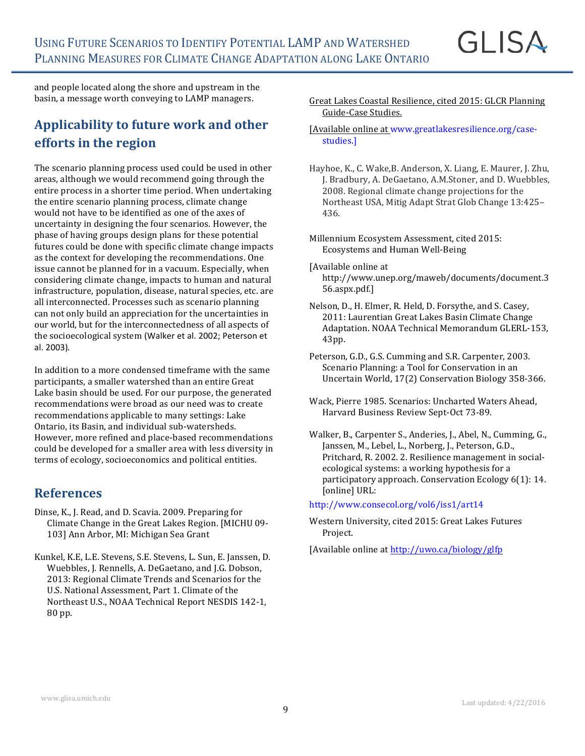and people located along the shore and upstream in the basin, a message worth conveying to LAMP managers.

## Applicability to future work and other efforts in the region

The scenario planning process used could be used in other areas, although we would recommend going through the entire process in a shorter time period. When undertaking the entire scenario planning process, climate change would not have to be identified as one of the axes of uncertainty in designing the four scenarios. However, the phase of having groups design plans for these potential futures could be done with specific climate change impacts as the context for developing the recommendations. One issue cannot be planned for in a vacuum. Especially, when considering climate change, impacts to human and natural infrastructure, population, disease, natural species, etc. are all interconnected. Processes such as scenario planning can not only build an appreciation for the uncertainties in our world, but for the interconnectedness of all aspects of the socioecological system (Walker et al. 2002; Peterson et al. 2003).

In addition to a more condensed timeframe with the same participants, a smaller watershed than an entire Great Lake basin should be used. For our purpose, the generated recommendations were broad as our need was to create recommendations applicable to many settings: Lake Ontario, its Basin, and individual sub-watersheds. However, more refined and place-based recommendations could be developed for a smaller area with less diversity in terms of ecology, socioeconomics and political entities.

## References

Dinse, K., J. Read, and D. Scavia. 2009. Preparing for Climate Change in the Great Lakes Region. [MICHU 09-103] Ann Arbor, MI: Michigan Sea Grant

Kunkel, K.E, L.E. Stevens, S.E. Stevens, L. Sun, E. Janssen, D. Wuebbles, J. Rennells, A. DeGaetano, and J.G. Dobson, 2013: Regional Climate Trends and Scenarios for the U.S. National Assessment, Part 1. Climate of the Northeast U.S., NOAA Technical Report NESDIS 142-1, 80 pp.

Great Lakes Coastal Resilience, cited 2015: GLCR Planning Guide-Case Studies.

[Available online at www.greatlakesresilience.org/case-studies.]

Hayhoe, K., C. Wake,B. Anderson, X. Liang, E. Maurer, J. Zhu, J. Bradbury, A. DeGaetano, A.M.Stoner, and D. Wuebbles, 2008. Regional climate change projections for the Northeast USA, Mitig Adapt Strat Glob Change 13:425–436.

Millennium Ecosystem Assessment, cited 2015: Ecosystems and Human Well-Being

[Available online at http://www.unep.org/maweb/documents/document.356.aspx.pdf.]

Nelson, D., H. Elmer, R. Held, D. Forsythe, and S. Casey, 2011: Laurentian Great Lakes Basin Climate Change Adaptation. NOAA Technical Memorandum GLERL-153, 43pp.

Peterson, G.D., G.S. Cumming and S.R. Carpenter, 2003. Scenario Planning: a Tool for Conservation in an Uncertain World, 17(2) Conservation Biology 358-366.

Wack, Pierre 1985. Scenarios: Uncharted Waters Ahead, Harvard Business Review Sept-Oct 73-89.

Walker, B., Carpenter S., Anderies, J., Abel, N., Cumming, G., Janssen, M., Lebel, L., Norberg, J., Peterson, G.D., Pritchard, R. 2002. 2. Resilience management in social-ecological systems: a working hypothesis for a participatory approach. Conservation Ecology 6(1): 14. [online] URL:

http://www.consecol.org/vol6/iss1/art14

Western University, cited 2015: Great Lakes Futures Project.

[Available online at http://uwo.ca/biology/glfp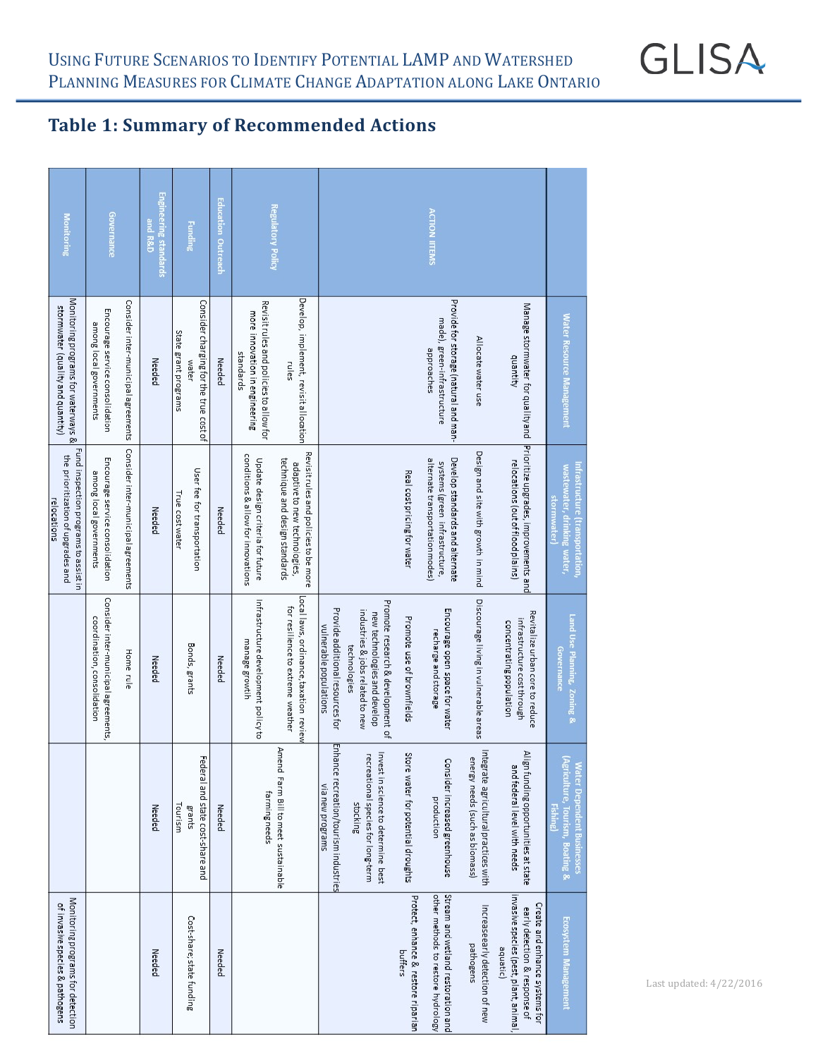## Table 1: Summary of Recommended Actions

| | Water Resource Management | Infrastructure (transportation, wastewater, drinking water, stormwater) | Land Use Planning, Zoning & Governance | Water Dependent Businesses (Agriculture, Tourism, Boating & Fishing) | Ecosystem Management |
|---|---|---|---|---|---|
| ACTION ITEMS | Manage stormwater for quality and quantity<br>Allocate water use<br>Provide for storage (natural and man-made), green-infrastructure approaches | Prioritize upgrades, improvements and relocations (out of floodplains)<br>Design and site with growth in mind<br>Develop standards and alternate systems (green infrastructure, alternate transportation modes)<br>Real cost pricing for water | Revitalize urban core to reduce infrastructure cost through concentrating population<br>Discourage living in vulnerable areas<br>Encourage open space for water recharge and storage<br>Promote use of brownfields<br>Promote research & development of new technologies and develop industries & jobs related to new technologies<br>Provide additional resources for vulnerable populations | Align funding opportunities at state and federal level with needs<br>Integrate agricultural practices with energy needs (such as biomass)<br>Consider increased greenhouse production<br>Store water for potential droughts<br>Invest in science to determine best recreational species for long-term stocking<br>Enhance recreation/tourism industries via new programs | Create and enhance systems for early detection & response of invasive species (pest, plant, animal, aquatic)<br>Increase early detection of new pathogens<br>Stream and wetland restoration and other methods to restore hydrology<br>Protect, enhance & restore riparian buffers |
| Regulatory Policy | Develop, implement, revisit allocation rules<br>Revisit rules and policies to allow for more innovation in engineering standards | Revisit rules and policies to be more adaptive to new technologies, technique and design standards<br>Update design criteria for future conditions & allow for innovations | Local laws, ordinance, taxation review for resilience to extreme weather<br>Infrastructure development policy to manage growth | Amend Farm Bill to meet sustainable farming needs | |
| Education Outreach | Needed | Needed | Needed | Needed | Needed |
| Funding | Consider charging for the true cost of water<br>State grant programs | User fee for transportation<br>True cost water | Bonds, grants | Federal and state cost-share and grants<br>Tourism | Cost-share; state funding |
| Engineering standards and R&D | Needed | Needed | Needed | Needed | Needed |
| Governance | Consider inter-municipal agreements<br>Encourage service consolidation among local governments | Consider inter-municipal agreements<br>Encourage service consolidation among local governments | Home rule<br>Consider inter-municipal agreements, coordination, consolidation | | |
| Monitoring | Monitoring programs for waterways & stormwater (quality and quantity) | Fund inspection programs to assist in the prioritization of upgrades and relocations | | | Monitoring programs for detection of invasive species & pathogens |

Last updated: 4/22/2016